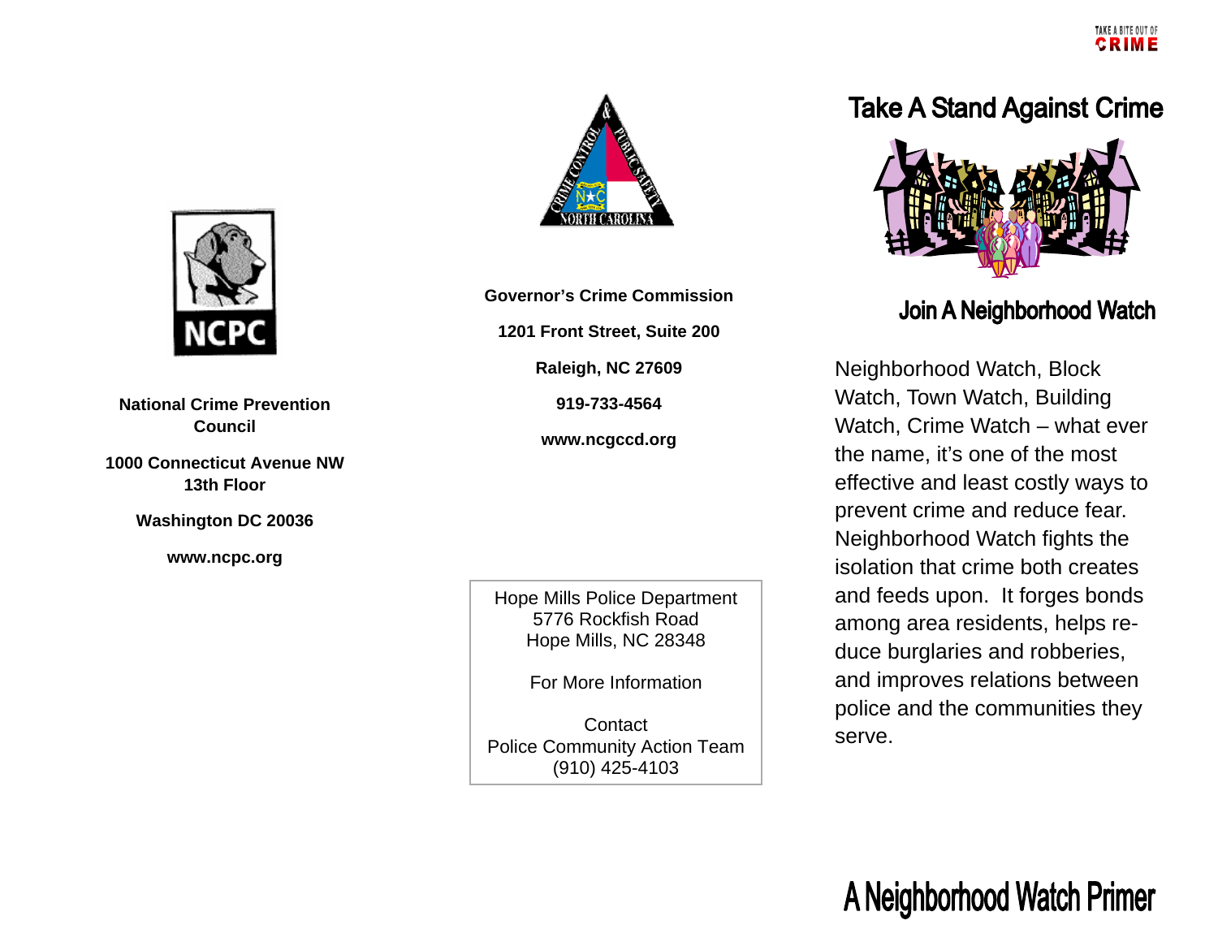**National Crime Prevention Council**

**1000 Connecticut Avenue NW 13th Floor**

**Washington DC 20036**

**www.ncpc.org**

**Governor's Crime Commission**

**1201 Front Street, Suite 200**

**Raleigh, NC 27609**

**919-733-4564**

**www.ncgccd.org**

Hope Mills Police Department
5776 Rockfish Road
Hope Mills, NC 28348

For More Information

Contact
Police Community Action Team
(910) 425-4103

TAKE A BITE OUT OF CRIME

# Take A Stand Against Crime

## Join A Neighborhood Watch

Neighborhood Watch, Block Watch, Town Watch, Building Watch, Crime Watch – what ever the name, it's one of the most effective and least costly ways to prevent crime and reduce fear. Neighborhood Watch fights the isolation that crime both creates and feeds upon. It forges bonds among area residents, helps reduce burglaries and robberies, and improves relations between police and the communities they serve.

# A Neighborhood Watch Primer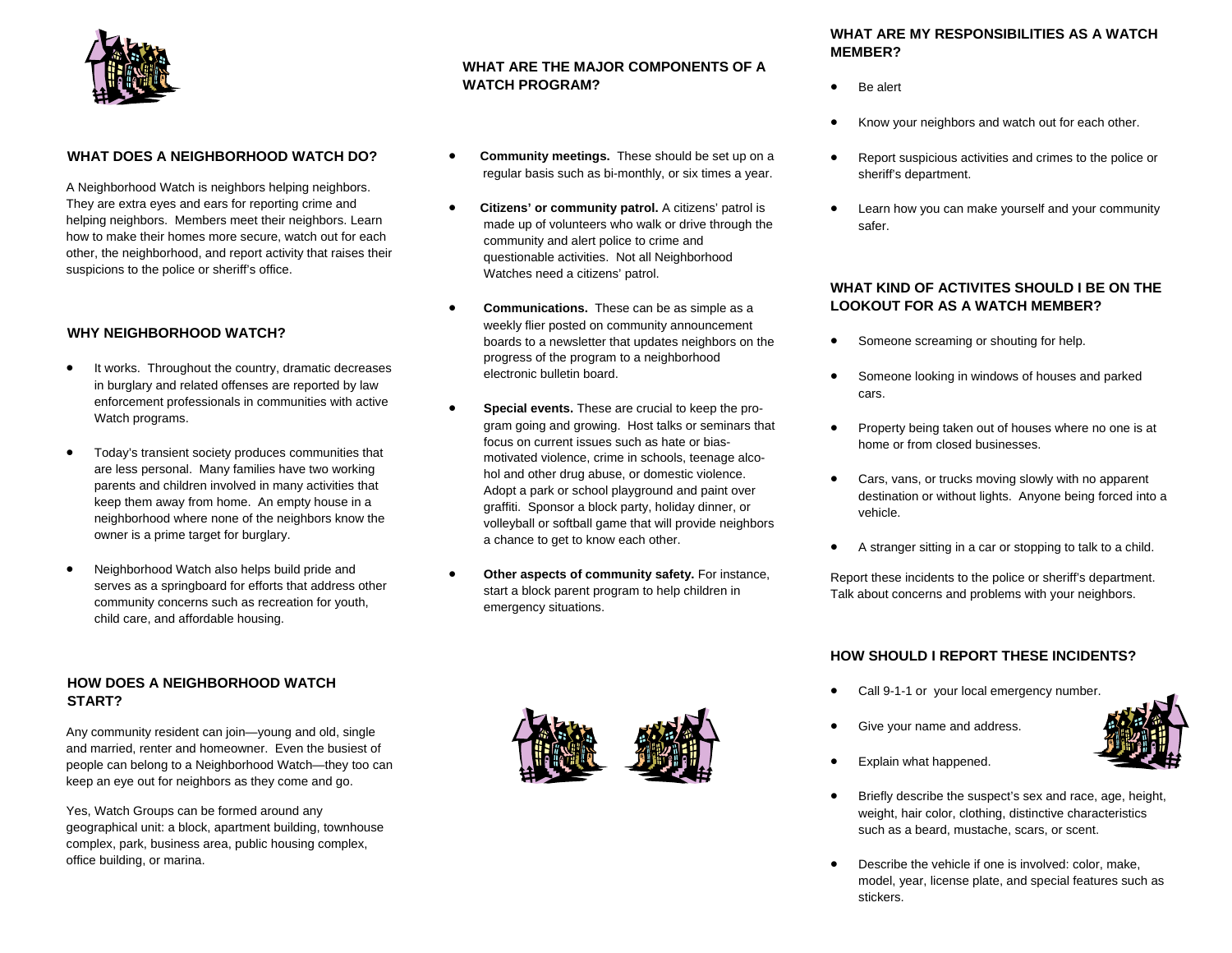## WHAT DOES A NEIGHBORHOOD WATCH DO?

A Neighborhood Watch is neighbors helping neighbors. They are extra eyes and ears for reporting crime and helping neighbors. Members meet their neighbors. Learn how to make their homes more secure, watch out for each other, the neighborhood, and report activity that raises their suspicions to the police or sheriff's office.

## WHY NEIGHBORHOOD WATCH?

- It works. Throughout the country, dramatic decreases in burglary and related offenses are reported by law enforcement professionals in communities with active Watch programs.
- Today's transient society produces communities that are less personal. Many families have two working parents and children involved in many activities that keep them away from home. An empty house in a neighborhood where none of the neighbors know the owner is a prime target for burglary.
- Neighborhood Watch also helps build pride and serves as a springboard for efforts that address other community concerns such as recreation for youth, child care, and affordable housing.

## HOW DOES A NEIGHBORHOOD WATCH START?

Any community resident can join—young and old, single and married, renter and homeowner. Even the busiest of people can belong to a Neighborhood Watch—they too can keep an eye out for neighbors as they come and go.

Yes, Watch Groups can be formed around any geographical unit: a block, apartment building, townhouse complex, park, business area, public housing complex, office building, or marina.

## WHAT ARE THE MAJOR COMPONENTS OF A WATCH PROGRAM?

- **Community meetings.** These should be set up on a regular basis such as bi-monthly, or six times a year.
- **Citizens' or community patrol.** A citizens' patrol is made up of volunteers who walk or drive through the community and alert police to crime and questionable activities. Not all Neighborhood Watches need a citizens' patrol.
- **Communications.** These can be as simple as a weekly flier posted on community announcement boards to a newsletter that updates neighbors on the progress of the program to a neighborhood electronic bulletin board.
- **Special events.** These are crucial to keep the program going and growing. Host talks or seminars that focus on current issues such as hate or bias-motivated violence, crime in schools, teenage alcohol and other drug abuse, or domestic violence. Adopt a park or school playground and paint over graffiti. Sponsor a block party, holiday dinner, or volleyball or softball game that will provide neighbors a chance to get to know each other.
- **Other aspects of community safety.** For instance, start a block parent program to help children in emergency situations.

## WHAT ARE MY RESPONSIBILITIES AS A WATCH MEMBER?

- Be alert
- Know your neighbors and watch out for each other.
- Report suspicious activities and crimes to the police or sheriff's department.
- Learn how you can make yourself and your community safer.

## WHAT KIND OF ACTIVITES SHOULD I BE ON THE LOOKOUT FOR AS A WATCH MEMBER?

- Someone screaming or shouting for help.
- Someone looking in windows of houses and parked cars.
- Property being taken out of houses where no one is at home or from closed businesses.
- Cars, vans, or trucks moving slowly with no apparent destination or without lights. Anyone being forced into a vehicle.
- A stranger sitting in a car or stopping to talk to a child.

Report these incidents to the police or sheriff's department. Talk about concerns and problems with your neighbors.

## HOW SHOULD I REPORT THESE INCIDENTS?

- Call 9-1-1 or your local emergency number.
- Give your name and address.
- Explain what happened.
- Briefly describe the suspect's sex and race, age, height, weight, hair color, clothing, distinctive characteristics such as a beard, mustache, scars, or scent.
- Describe the vehicle if one is involved: color, make, model, year, license plate, and special features such as stickers.